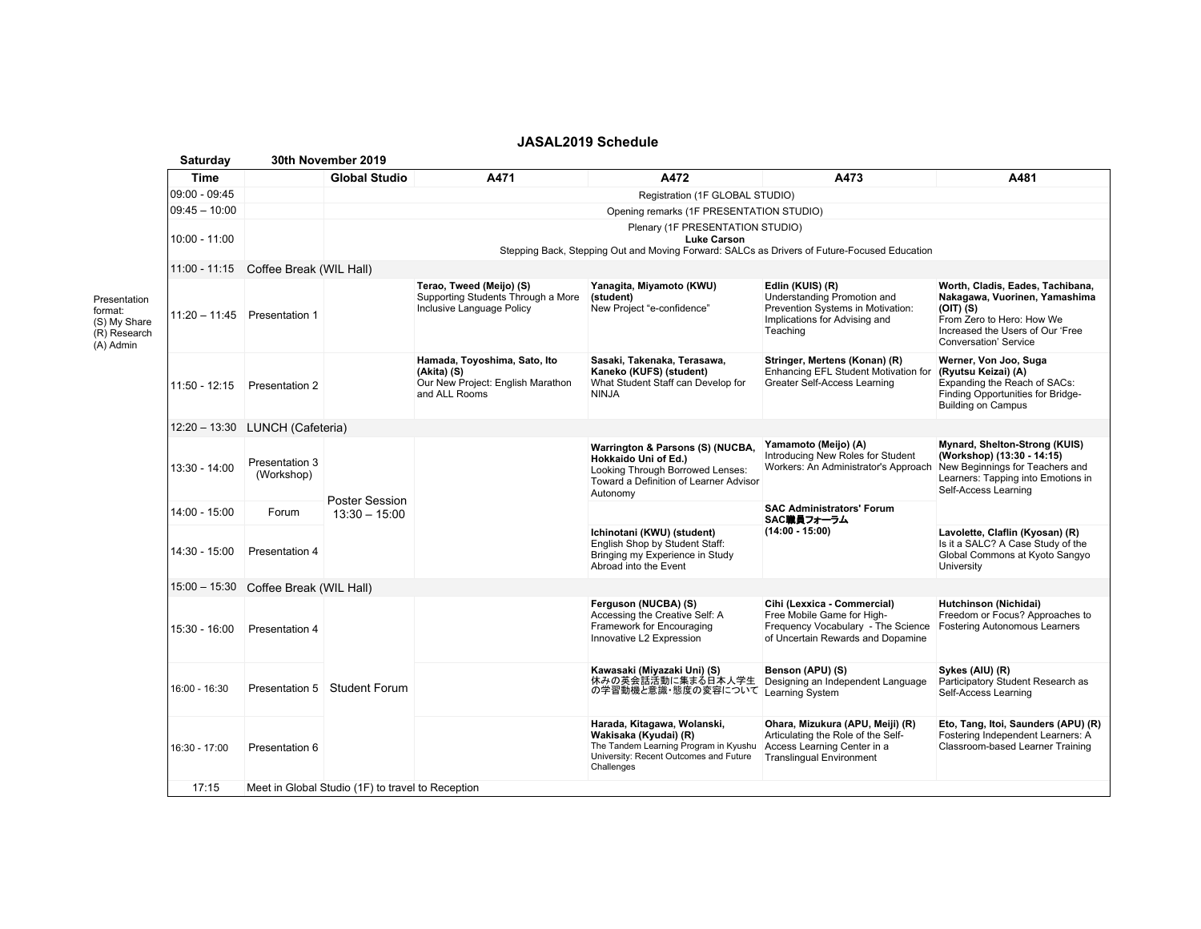# JASAL2019 Schedule

**Saturday** **30th November 2019**

Presentation format:
(S) My Share
(R) Research
(A) Admin

| Time | | Global Studio | A471 | A472 | A473 | A481 |
|---|---|---|---|---|---|---|
| 09:00 - 09:45 | | Registration (1F GLOBAL STUDIO) | | | | |
| 09:45 – 10:00 | | Opening remarks (1F PRESENTATION STUDIO) | | | | |
| 10:00 - 11:00 | | Plenary (1F PRESENTATION STUDIO) **Luke Carson** Stepping Back, Stepping Out and Moving Forward: SALCs as Drivers of Future-Focused Education | | | | |
| 11:00 - 11:15 | Coffee Break (WIL Hall) | | | | | |
| 11:20 – 11:45 | Presentation 1 | | **Terao, Tweed (Meijo) (S)** Supporting Students Through a More Inclusive Language Policy | **Yanagita, Miyamoto (KWU) (student)** New Project "e-confidence" | **Edlin (KUIS) (R)** Understanding Promotion and Prevention Systems in Motivation: Implications for Advising and Teaching | **Worth, Cladis, Eades, Tachibana, Nakagawa, Vuorinen, Yamashima (OIT) (S)** From Zero to Hero: How We Increased the Users of Our 'Free Conversation' Service |
| 11:50 - 12:15 | Presentation 2 | | **Hamada, Toyoshima, Sato, Ito (Akita) (S)** Our New Project: English Marathon and ALL Rooms | **Sasaki, Takenaka, Terasawa, Kaneko (KUFS) (student)** What Student Staff can Develop for NINJA | **Stringer, Mertens (Konan) (R)** Enhancing EFL Student Motivation for Greater Self-Access Learning | **Werner, Von Joo, Suga (Ryutsu Keizai) (A)** Expanding the Reach of SACs: Finding Opportunities for Bridge-Building on Campus |
| 12:20 – 13:30 | LUNCH (Cafeteria) | | | | | |
| 13:30 - 14:00 | Presentation 3 (Workshop) | Poster Session 13:30 – 15:00 | | **Warrington & Parsons (S) (NUCBA, Hokkaido Uni of Ed.)** Looking Through Borrowed Lenses: Toward a Definition of Learner Advisor Autonomy | **Yamamoto (Meijo) (A)** Introducing New Roles for Student Workers: An Administrator's Approach | **Mynard, Shelton-Strong (KUIS) (Workshop) (13:30 - 14:15)** New Beginnings for Teachers and Learners: Tapping into Emotions in Self-Access Learning |
| 14:00 - 15:00 | Forum | | | | **SAC Administrators' Forum SAC職員フォーラム (14:00 - 15:00)** | |
| 14:30 - 15:00 | Presentation 4 | | | **Ichinotani (KWU) (student)** English Shop by Student Staff: Bringing my Experience in Study Abroad into the Event | | **Lavolette, Claflin (Kyosan) (R)** Is it a SALC? A Case Study of the Global Commons at Kyoto Sangyo University |
| 15:00 – 15:30 | Coffee Break (WIL Hall) | | | | | |
| 15:30 - 16:00 | Presentation 4 | Student Forum | | **Ferguson (NUCBA) (S)** Accessing the Creative Self: A Framework for Encouraging Innovative L2 Expression | **Cihi (Lexxica - Commercial)** Free Mobile Game for High-Frequency Vocabulary - The Science of Uncertain Rewards and Dopamine | **Hutchinson (Nichidai)** Freedom or Focus? Approaches to Fostering Autonomous Learners |
| 16:00 - 16:30 | Presentation 5 | | | **Kawasaki (Miyazaki Uni) (S)** 休みの英会話活動に集まる日本人学生の学習動機と意識・態度の変容について | **Benson (APU) (S)** Designing an Independent Language Learning System | **Sykes (AIU) (R)** Participatory Student Research as Self-Access Learning |
| 16:30 - 17:00 | Presentation 6 | | | **Harada, Kitagawa, Wolanski, Wakisaka (Kyudai) (R)** The Tandem Learning Program in Kyushu University: Recent Outcomes and Future Challenges | **Ohara, Mizukura (APU, Meiji) (R)** Articulating the Role of the Self-Access Learning Center in a Translingual Environment | **Eto, Tang, Itoi, Saunders (APU) (R)** Fostering Independent Learners: A Classroom-based Learner Training |
| 17:15 | Meet in Global Studio (1F) to travel to Reception | | | | | |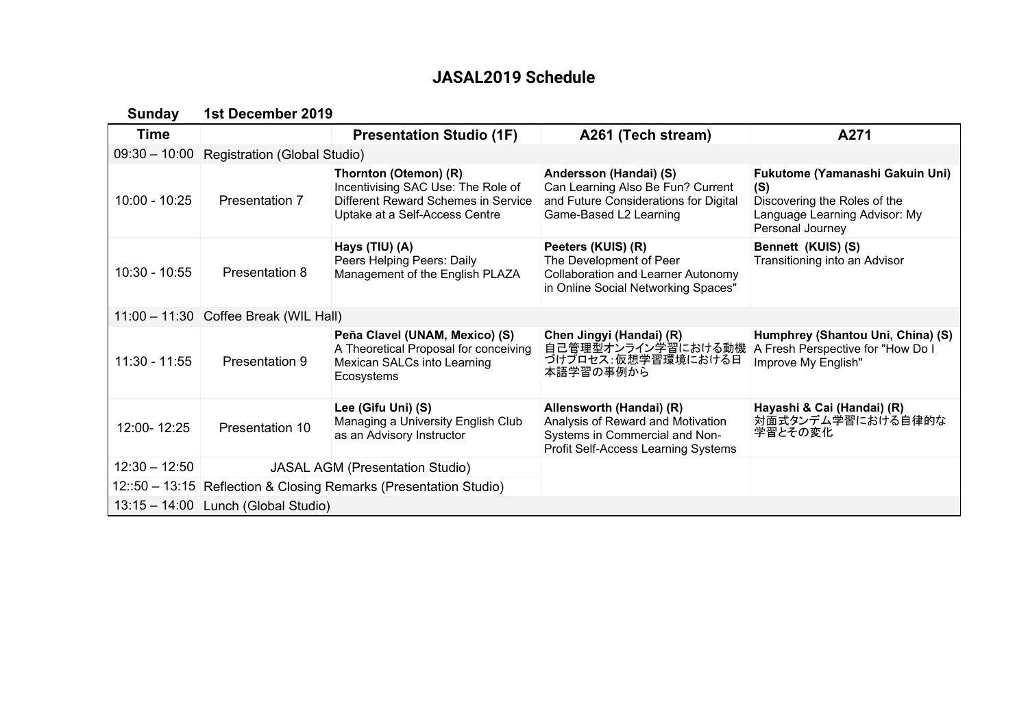# JASAL2019 Schedule

**Sunday** **1st December 2019**

| Time | | Presentation Studio (1F) | A261 (Tech stream) | A271 |
|---|---|---|---|---|
| 09:30 – 10:00 | Registration (Global Studio) | | | |
| 10:00 - 10:25 | Presentation 7 | **Thornton (Otemon) (R)** Incentivising SAC Use: The Role of Different Reward Schemes in Service Uptake at a Self-Access Centre | **Andersson (Handai) (S)** Can Learning Also Be Fun? Current and Future Considerations for Digital Game-Based L2 Learning | **Fukutome (Yamanashi Gakuin Uni) (S)** Discovering the Roles of the Language Learning Advisor: My Personal Journey |
| 10:30 - 10:55 | Presentation 8 | **Hays (TIU) (A)** Peers Helping Peers: Daily Management of the English PLAZA | **Peeters (KUIS) (R)** The Development of Peer Collaboration and Learner Autonomy in Online Social Networking Spaces" | **Bennett (KUIS) (S)** Transitioning into an Advisor |
| 11:00 – 11:30 | Coffee Break (WIL Hall) | | | |
| 11:30 - 11:55 | Presentation 9 | **Peña Clavel (UNAM, Mexico) (S)** A Theoretical Proposal for conceiving Mexican SALCs into Learning Ecosystems | **Chen Jingyi (Handai) (R)** 自己管理型オンライン学習における動機づけプロセス：仮想学習環境における日本語学習の事例から | **Humphrey (Shantou Uni, China) (S)** A Fresh Perspective for "How Do I Improve My English" |
| 12:00- 12:25 | Presentation 10 | **Lee (Gifu Uni) (S)** Managing a University English Club as an Advisory Instructor | **Allensworth (Handai) (R)** Analysis of Reward and Motivation Systems in Commercial and Non-Profit Self-Access Learning Systems | **Hayashi & Cai (Handai) (R)** 対面式タンデム学習における自律的な学習とその変化 |
| 12:30 – 12:50 | JASAL AGM (Presentation Studio) | | | |
| 12::50 – 13:15 | Reflection & Closing Remarks (Presentation Studio) | | | |
| 13:15 – 14:00 | Lunch (Global Studio) | | | |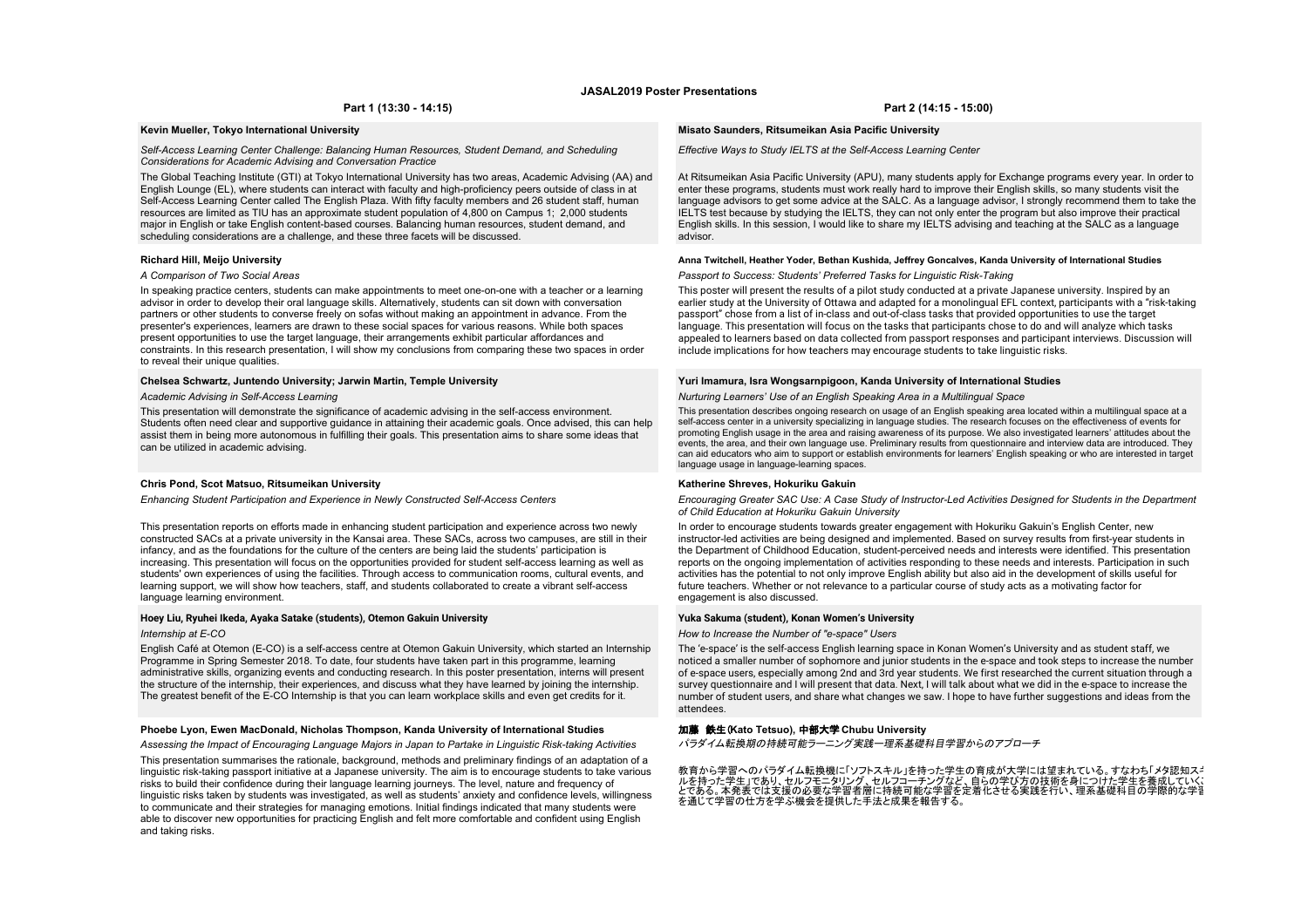# JASAL2019 Poster Presentations

## Part 1 (13:30 - 14:15)

### Kevin Mueller, Tokyo International University

*Self-Access Learning Center Challenge: Balancing Human Resources, Student Demand, and Scheduling Considerations for Academic Advising and Conversation Practice*

The Global Teaching Institute (GTI) at Tokyo International University has two areas, Academic Advising (AA) and English Lounge (EL), where students can interact with faculty and high-proficiency peers outside of class in at Self-Access Learning Center called The English Plaza. With fifty faculty members and 26 student staff, human resources are limited as TIU has an approximate student population of 4,800 on Campus 1; 2,000 students major in English or take English content-based courses. Balancing human resources, student demand, and scheduling considerations are a challenge, and these three facets will be discussed.

### Richard Hill, Meijo University

*A Comparison of Two Social Areas*

In speaking practice centers, students can make appointments to meet one-on-one with a teacher or a learning advisor in order to develop their oral language skills. Alternatively, students can sit down with conversation partners or other students to converse freely on sofas without making an appointment in advance. From the presenter's experiences, learners are drawn to these social spaces for various reasons. While both spaces present opportunities to use the target language, their arrangements exhibit particular affordances and constraints. In this research presentation, I will show my conclusions from comparing these two spaces in order to reveal their unique qualities.

### Chelsea Schwartz, Juntendo University; Jarwin Martin, Temple University

*Academic Advising in Self-Access Learning*

This presentation will demonstrate the significance of academic advising in the self-access environment. Students often need clear and supportive guidance in attaining their academic goals. Once advised, this can help assist them in being more autonomous in fulfilling their goals. This presentation aims to share some ideas that can be utilized in academic advising.

### Chris Pond, Scot Matsuo, Ritsumeikan University

*Enhancing Student Participation and Experience in Newly Constructed Self-Access Centers*

This presentation reports on efforts made in enhancing student participation and experience across two newly constructed SACs at a private university in the Kansai area. These SACs, across two campuses, are still in their infancy, and as the foundations for the culture of the centers are being laid the students' participation is increasing. This presentation will focus on the opportunities provided for student self-access learning as well as students' own experiences of using the facilities. Through access to communication rooms, cultural events, and learning support, we will show how teachers, staff, and students collaborated to create a vibrant self-access language learning environment.

### Hoey Liu, Ryuhei Ikeda, Ayaka Satake (students), Otemon Gakuin University

*Internship at E-CO*

English Café at Otemon (E-CO) is a self-access centre at Otemon Gakuin University, which started an Internship Programme in Spring Semester 2018. To date, four students have taken part in this programme, learning administrative skills, organizing events and conducting research. In this poster presentation, interns will present the structure of the internship, their experiences, and discuss what they have learned by joining the internship. The greatest benefit of the E-CO Internship is that you can learn workplace skills and even get credits for it.

### Phoebe Lyon, Ewen MacDonald, Nicholas Thompson, Kanda University of International Studies

*Assessing the Impact of Encouraging Language Majors in Japan to Partake in Linguistic Risk-taking Activities*

This presentation summarises the rationale, background, methods and preliminary findings of an adaptation of a linguistic risk-taking passport initiative at a Japanese university. The aim is to encourage students to take various risks to build their confidence during their language learning journeys. The level, nature and frequency of linguistic risks taken by students was investigated, as well as students' anxiety and confidence levels, willingness to communicate and their strategies for managing emotions. Initial findings indicated that many students were able to discover new opportunities for practicing English and felt more comfortable and confident using English and taking risks.

## Part 2 (14:15 - 15:00)

### Misato Saunders, Ritsumeikan Asia Pacific University

*Effective Ways to Study IELTS at the Self-Access Learning Center*

At Ritsumeikan Asia Pacific University (APU), many students apply for Exchange programs every year. In order to enter these programs, students must work really hard to improve their English skills, so many students visit the language advisors to get some advice at the SALC. As a language advisor, I strongly recommend them to take the IELTS test because by studying the IELTS, they can not only enter the program but also improve their practical English skills. In this session, I would like to share my IELTS advising and teaching at the SALC as a language advisor.

### Anna Twitchell, Heather Yoder, Bethan Kushida, Jeffrey Goncalves, Kanda University of International Studies

*Passport to Success: Students' Preferred Tasks for Linguistic Risk-Taking*

This poster will present the results of a pilot study conducted at a private Japanese university. Inspired by an earlier study at the University of Ottawa and adapted for a monolingual EFL context, participants with a "risk-taking passport" chose from a list of in-class and out-of-class tasks that provided opportunities to use the target language. This presentation will focus on the tasks that participants chose to do and will analyze which tasks appealed to learners based on data collected from passport responses and participant interviews. Discussion will include implications for how teachers may encourage students to take linguistic risks.

### Yuri Imamura, Isra Wongsarnpigoon, Kanda University of International Studies

*Nurturing Learners' Use of an English Speaking Area in a Multilingual Space*

This presentation describes ongoing research on usage of an English speaking area located within a multilingual space at a self-access center in a university specializing in language studies. The research focuses on the effectiveness of events for promoting English usage in the area and raising awareness of its purpose. We also investigated learners' attitudes about the events, the area, and their own language use. Preliminary results from questionnaire and interview data are introduced. They can aid educators who aim to support or establish environments for learners' English speaking or who are interested in target language usage in language-learning spaces.

### Katherine Shreves, Hokuriku Gakuin

*Encouraging Greater SAC Use: A Case Study of Instructor-Led Activities Designed for Students in the Department of Child Education at Hokuriku Gakuin University*

In order to encourage students towards greater engagement with Hokuriku Gakuin's English Center, new instructor-led activities are being designed and implemented. Based on survey results from first-year students in the Department of Childhood Education, student-perceived needs and interests were identified. This presentation reports on the ongoing implementation of activities responding to these needs and interests. Participation in such activities has the potential to not only improve English ability but also aid in the development of skills useful for future teachers. Whether or not relevance to a particular course of study acts as a motivating factor for engagement is also discussed.

### Yuka Sakuma (student), Konan Women's University

*How to Increase the Number of "e-space" Users*

The 'e-space' is the self-access English learning space in Konan Women's University and as student staff, we noticed a smaller number of sophomore and junior students in the e-space and took steps to increase the number of e-space users, especially among 2nd and 3rd year students. We first researched the current situation through a survey questionnaire and I will present that data. Next, I will talk about what we did in the e-space to increase the number of student users, and share what changes we saw. I hope to have further suggestions and ideas from the attendees.

### 加藤 鉄生 (Kato Tetsuo), 中部大学 Chubu University

*パラダイム転換期の持続可能ラーニング実践ー理系基礎科目学習からのアプローチ*

教育から学習へのパラダイム転換機に「ソフトスキル」を持った学生の育成が大学には望まれている。すなわち「メタ認知スキルを持った学生」であり、セルフモニタリング、セルフコーチングなど、自らの学び方の技術を身につけた学生を養成していくことである。本発表では支援の必要な学習者層に持続可能な学習を定着化させる実践を行い、理系基礎科目の学際的な学習を通じて学習の仕方を学ぶ機会を提供した手法と成果を報告する。